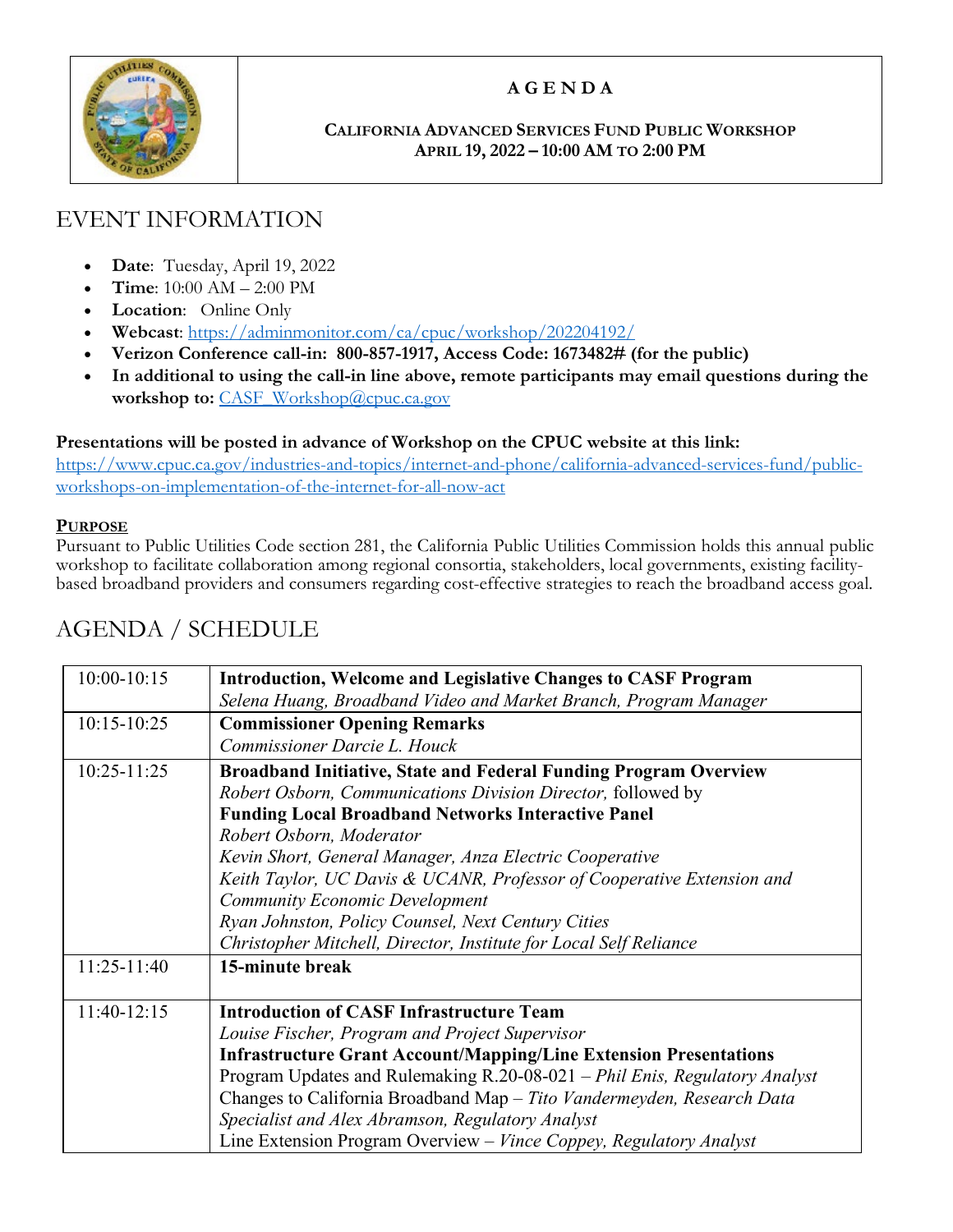# AGENDA

**CALIFORNIA ADVANCED SERVICES FUND PUBLIC WORKSHOP**
**APRIL 19, 2022 – 10:00 AM TO 2:00 PM**

## EVENT INFORMATION

- **Date**: Tuesday, April 19, 2022
- **Time**: 10:00 AM – 2:00 PM
- **Location**: Online Only
- **Webcast**: https://adminmonitor.com/ca/cpuc/workshop/202204192/
- **Verizon Conference call-in: 800-857-1917, Access Code: 1673482# (for the public)**
- **In additional to using the call-in line above, remote participants may email questions during the workshop to:** CASF_Workshop@cpuc.ca.gov

**Presentations will be posted in advance of Workshop on the CPUC website at this link:**
https://www.cpuc.ca.gov/industries-and-topics/internet-and-phone/california-advanced-services-fund/public-workshops-on-implementation-of-the-internet-for-all-now-act

### PURPOSE

Pursuant to Public Utilities Code section 281, the California Public Utilities Commission holds this annual public workshop to facilitate collaboration among regional consortia, stakeholders, local governments, existing facility-based broadband providers and consumers regarding cost-effective strategies to reach the broadband access goal.

## AGENDA / SCHEDULE

| Time | Session |
|---|---|
| 10:00-10:15 | **Introduction, Welcome and Legislative Changes to CASF Program**<br>*Selena Huang, Broadband Video and Market Branch, Program Manager* |
| 10:15-10:25 | **Commissioner Opening Remarks**<br>*Commissioner Darcie L. Houck* |
| 10:25-11:25 | **Broadband Initiative, State and Federal Funding Program Overview**<br>*Robert Osborn, Communications Division Director,* followed by<br>**Funding Local Broadband Networks Interactive Panel**<br>*Robert Osborn, Moderator*<br>*Kevin Short, General Manager, Anza Electric Cooperative*<br>*Keith Taylor, UC Davis & UCANR, Professor of Cooperative Extension and Community Economic Development*<br>*Ryan Johnston, Policy Counsel, Next Century Cities*<br>*Christopher Mitchell, Director, Institute for Local Self Reliance* |
| 11:25-11:40 | **15-minute break** |
| 11:40-12:15 | **Introduction of CASF Infrastructure Team**<br>*Louise Fischer, Program and Project Supervisor*<br>**Infrastructure Grant Account/Mapping/Line Extension Presentations**<br>Program Updates and Rulemaking R.20-08-021 – *Phil Enis, Regulatory Analyst*<br>Changes to California Broadband Map – *Tito Vandermeyden, Research Data Specialist and Alex Abramson, Regulatory Analyst*<br>Line Extension Program Overview – *Vince Coppey, Regulatory Analyst* |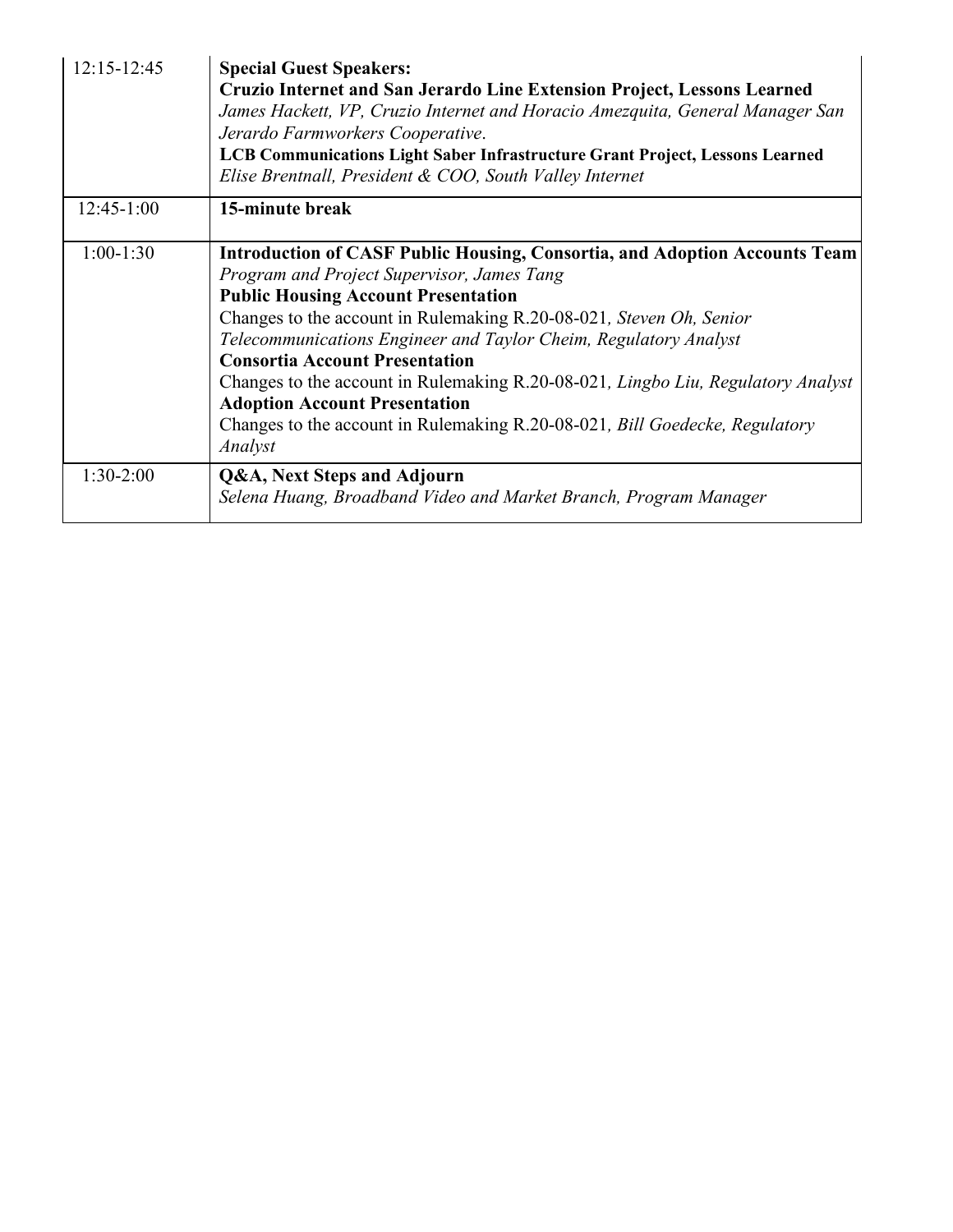| | |
|---|---|
| 12:15-12:45 | **Special Guest Speakers:**<br>**Cruzio Internet and San Jerardo Line Extension Project, Lessons Learned**<br>*James Hackett, VP, Cruzio Internet and Horacio Amezquita, General Manager San Jerardo Farmworkers Cooperative*.<br>**LCB Communications Light Saber Infrastructure Grant Project, Lessons Learned**<br>*Elise Brentnall, President & COO, South Valley Internet* |
| 12:45-1:00 | **15-minute break** |
| 1:00-1:30 | **Introduction of CASF Public Housing, Consortia, and Adoption Accounts Team**<br>*Program and Project Supervisor, James Tang*<br>**Public Housing Account Presentation**<br>Changes to the account in Rulemaking R.20-08-021, *Steven Oh, Senior Telecommunications Engineer and Taylor Cheim, Regulatory Analyst*<br>**Consortia Account Presentation**<br>Changes to the account in Rulemaking R.20-08-021, *Lingbo Liu, Regulatory Analyst*<br>**Adoption Account Presentation**<br>Changes to the account in Rulemaking R.20-08-021, *Bill Goedecke, Regulatory Analyst* |
| 1:30-2:00 | **Q&A, Next Steps and Adjourn**<br>*Selena Huang, Broadband Video and Market Branch, Program Manager* |